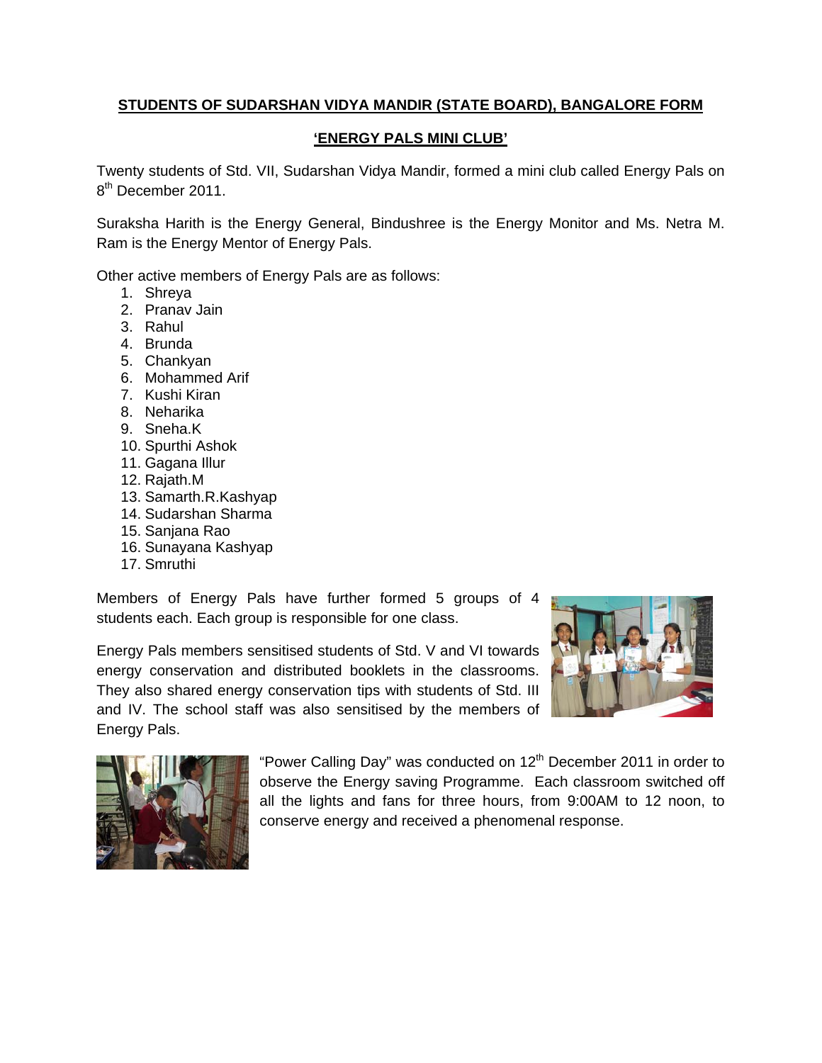# STUDENTS OF SUDARSHAN VIDYA MANDIR (STATE BOARD), BANGALORE FORM

## 'ENERGY PALS MINI CLUB'

Twenty students of Std. VII, Sudarshan Vidya Mandir, formed a mini club called Energy Pals on 8th December 2011.

Suraksha Harith is the Energy General, Bindushree is the Energy Monitor and Ms. Netra M. Ram is the Energy Mentor of Energy Pals.

Other active members of Energy Pals are as follows:

1. Shreya
2. Pranav Jain
3. Rahul
4. Brunda
5. Chankyan
6. Mohammed Arif
7. Kushi Kiran
8. Neharika
9. Sneha.K
10. Spurthi Ashok
11. Gagana Illur
12. Rajath.M
13. Samarth.R.Kashyap
14. Sudarshan Sharma
15. Sanjana Rao
16. Sunayana Kashyap
17. Smruthi

Members of Energy Pals have further formed 5 groups of 4 students each. Each group is responsible for one class.

Energy Pals members sensitised students of Std. V and VI towards energy conservation and distributed booklets in the classrooms. They also shared energy conservation tips with students of Std. III and IV. The school staff was also sensitised by the members of Energy Pals.

"Power Calling Day" was conducted on 12th December 2011 in order to observe the Energy saving Programme. Each classroom switched off all the lights and fans for three hours, from 9:00AM to 12 noon, to conserve energy and received a phenomenal response.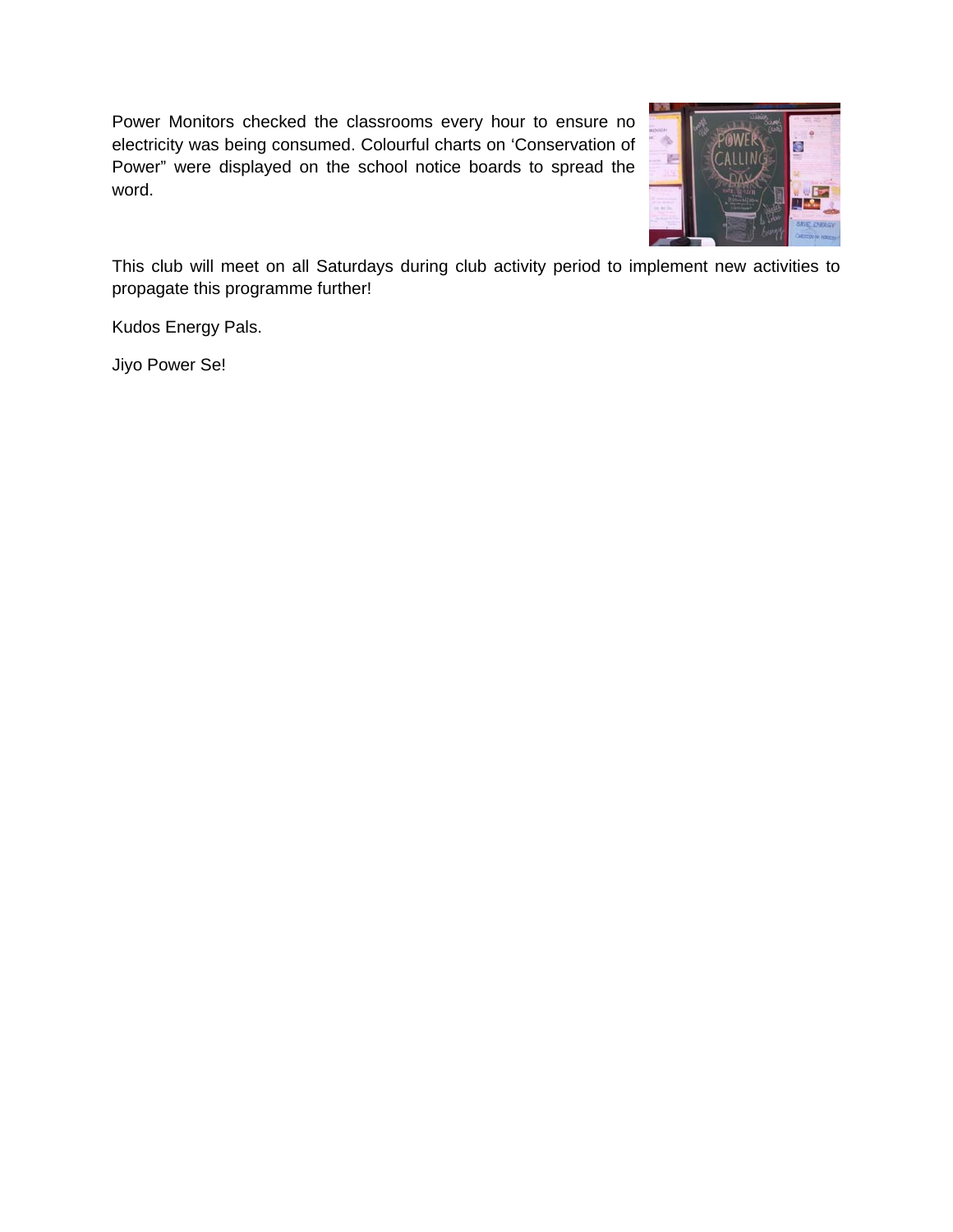Power Monitors checked the classrooms every hour to ensure no electricity was being consumed. Colourful charts on ‘Conservation of Power” were displayed on the school notice boards to spread the word.

This club will meet on all Saturdays during club activity period to implement new activities to propagate this programme further!

Kudos Energy Pals.

Jiyo Power Se!